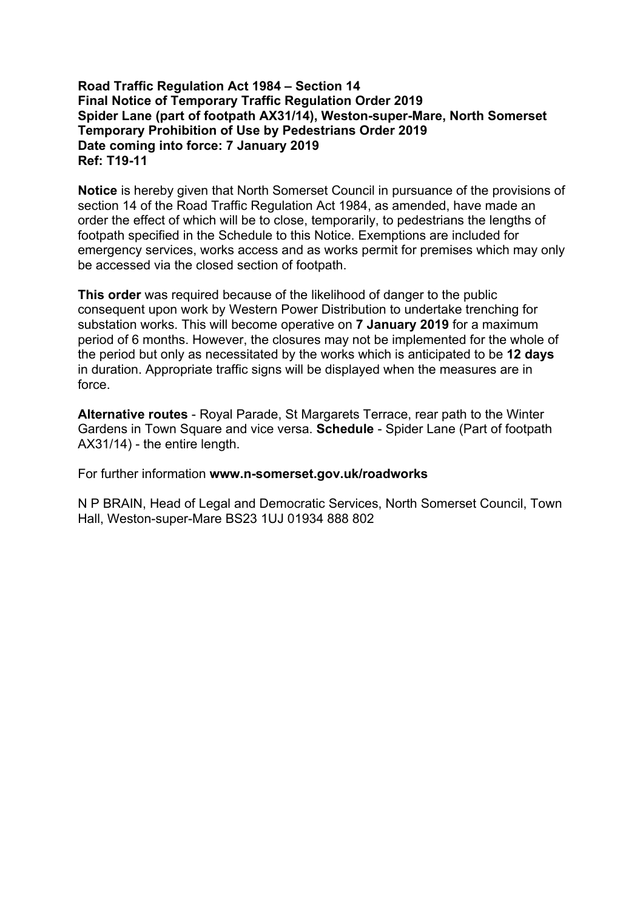**Road Traffic Regulation Act 1984 – Section 14**
**Final Notice of Temporary Traffic Regulation Order 2019**
**Spider Lane (part of footpath AX31/14), Weston-super-Mare, North Somerset**
**Temporary Prohibition of Use by Pedestrians Order 2019**
**Date coming into force: 7 January 2019**
**Ref: T19-11**

**Notice** is hereby given that North Somerset Council in pursuance of the provisions of section 14 of the Road Traffic Regulation Act 1984, as amended, have made an order the effect of which will be to close, temporarily, to pedestrians the lengths of footpath specified in the Schedule to this Notice. Exemptions are included for emergency services, works access and as works permit for premises which may only be accessed via the closed section of footpath.

**This order** was required because of the likelihood of danger to the public consequent upon work by Western Power Distribution to undertake trenching for substation works. This will become operative on **7 January 2019** for a maximum period of 6 months. However, the closures may not be implemented for the whole of the period but only as necessitated by the works which is anticipated to be **12 days** in duration. Appropriate traffic signs will be displayed when the measures are in force.

**Alternative routes** - Royal Parade, St Margarets Terrace, rear path to the Winter Gardens in Town Square and vice versa. **Schedule** - Spider Lane (Part of footpath AX31/14) - the entire length.

For further information **www.n-somerset.gov.uk/roadworks**

N P BRAIN, Head of Legal and Democratic Services, North Somerset Council, Town Hall, Weston-super-Mare BS23 1UJ 01934 888 802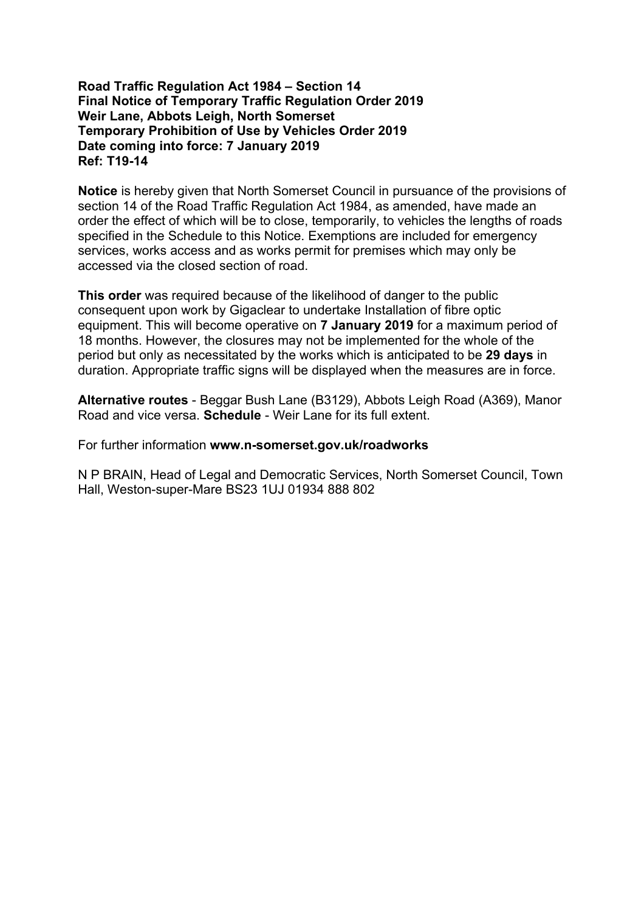**Road Traffic Regulation Act 1984 – Section 14**
**Final Notice of Temporary Traffic Regulation Order 2019**
**Weir Lane, Abbots Leigh, North Somerset**
**Temporary Prohibition of Use by Vehicles Order 2019**
**Date coming into force: 7 January 2019**
**Ref: T19-14**

**Notice** is hereby given that North Somerset Council in pursuance of the provisions of section 14 of the Road Traffic Regulation Act 1984, as amended, have made an order the effect of which will be to close, temporarily, to vehicles the lengths of roads specified in the Schedule to this Notice. Exemptions are included for emergency services, works access and as works permit for premises which may only be accessed via the closed section of road.

**This order** was required because of the likelihood of danger to the public consequent upon work by Gigaclear to undertake Installation of fibre optic equipment. This will become operative on **7 January 2019** for a maximum period of 18 months. However, the closures may not be implemented for the whole of the period but only as necessitated by the works which is anticipated to be **29 days** in duration. Appropriate traffic signs will be displayed when the measures are in force.

**Alternative routes** - Beggar Bush Lane (B3129), Abbots Leigh Road (A369), Manor Road and vice versa. **Schedule** - Weir Lane for its full extent.

For further information **www.n-somerset.gov.uk/roadworks**

N P BRAIN, Head of Legal and Democratic Services, North Somerset Council, Town Hall, Weston-super-Mare BS23 1UJ 01934 888 802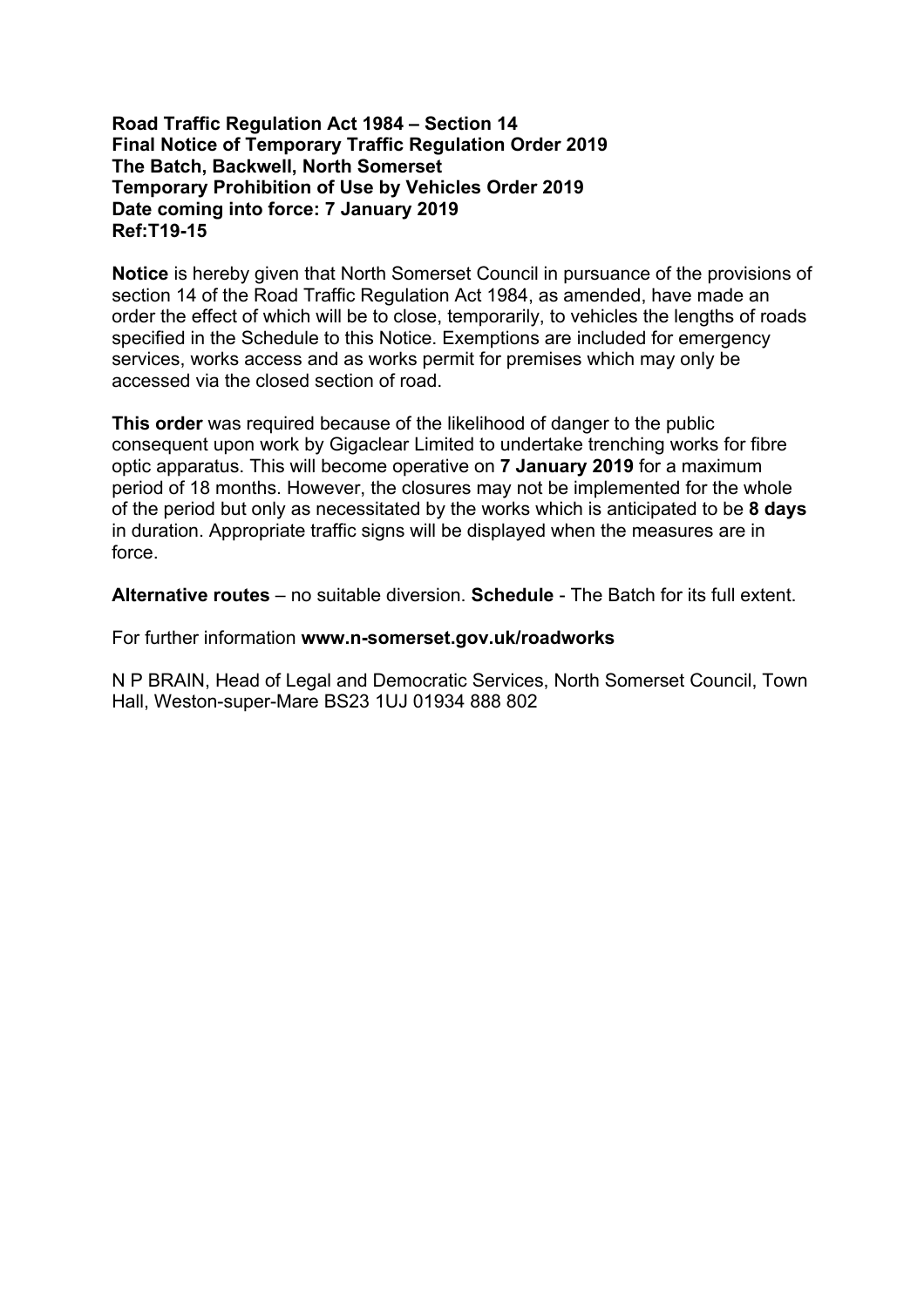**Road Traffic Regulation Act 1984 – Section 14**
**Final Notice of Temporary Traffic Regulation Order 2019**
**The Batch, Backwell, North Somerset**
**Temporary Prohibition of Use by Vehicles Order 2019**
**Date coming into force: 7 January 2019**
**Ref:T19-15**

**Notice** is hereby given that North Somerset Council in pursuance of the provisions of section 14 of the Road Traffic Regulation Act 1984, as amended, have made an order the effect of which will be to close, temporarily, to vehicles the lengths of roads specified in the Schedule to this Notice. Exemptions are included for emergency services, works access and as works permit for premises which may only be accessed via the closed section of road.

**This order** was required because of the likelihood of danger to the public consequent upon work by Gigaclear Limited to undertake trenching works for fibre optic apparatus. This will become operative on **7 January 2019** for a maximum period of 18 months. However, the closures may not be implemented for the whole of the period but only as necessitated by the works which is anticipated to be **8 days** in duration. Appropriate traffic signs will be displayed when the measures are in force.

**Alternative routes** – no suitable diversion. **Schedule** - The Batch for its full extent.

For further information **www.n-somerset.gov.uk/roadworks**

N P BRAIN, Head of Legal and Democratic Services, North Somerset Council, Town Hall, Weston-super-Mare BS23 1UJ 01934 888 802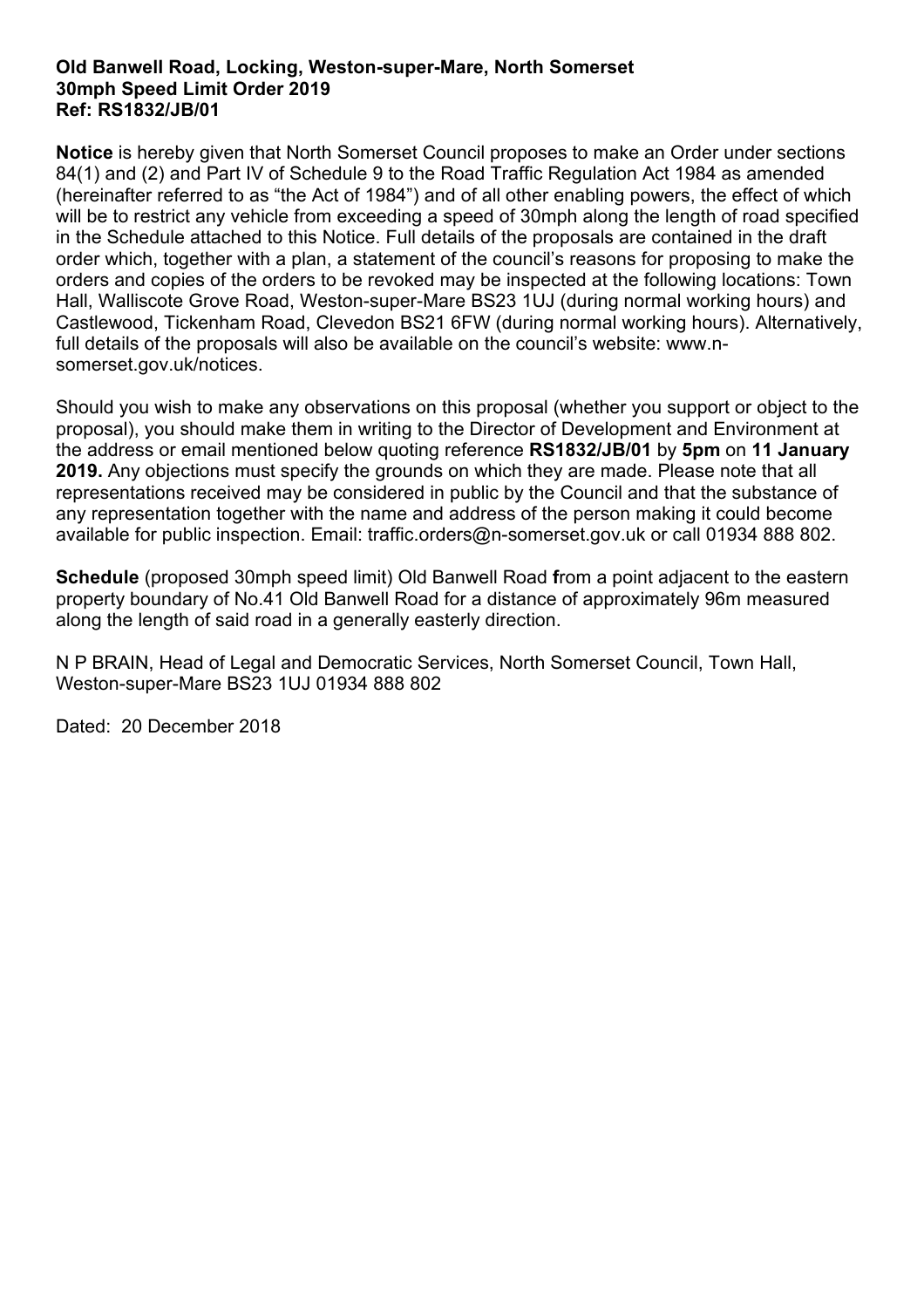**Old Banwell Road, Locking, Weston-super-Mare, North Somerset**
**30mph Speed Limit Order 2019**
**Ref: RS1832/JB/01**

**Notice** is hereby given that North Somerset Council proposes to make an Order under sections 84(1) and (2) and Part IV of Schedule 9 to the Road Traffic Regulation Act 1984 as amended (hereinafter referred to as "the Act of 1984") and of all other enabling powers, the effect of which will be to restrict any vehicle from exceeding a speed of 30mph along the length of road specified in the Schedule attached to this Notice. Full details of the proposals are contained in the draft order which, together with a plan, a statement of the council's reasons for proposing to make the orders and copies of the orders to be revoked may be inspected at the following locations: Town Hall, Walliscote Grove Road, Weston-super-Mare BS23 1UJ (during normal working hours) and Castlewood, Tickenham Road, Clevedon BS21 6FW (during normal working hours). Alternatively, full details of the proposals will also be available on the council's website: www.n-somerset.gov.uk/notices.

Should you wish to make any observations on this proposal (whether you support or object to the proposal), you should make them in writing to the Director of Development and Environment at the address or email mentioned below quoting reference **RS1832/JB/01** by **5pm** on **11 January 2019.** Any objections must specify the grounds on which they are made. Please note that all representations received may be considered in public by the Council and that the substance of any representation together with the name and address of the person making it could become available for public inspection. Email: traffic.orders@n-somerset.gov.uk or call 01934 888 802.

**Schedule** (proposed 30mph speed limit) Old Banwell Road **f**rom a point adjacent to the eastern property boundary of No.41 Old Banwell Road for a distance of approximately 96m measured along the length of said road in a generally easterly direction.

N P BRAIN, Head of Legal and Democratic Services, North Somerset Council, Town Hall, Weston-super-Mare BS23 1UJ 01934 888 802

Dated: 20 December 2018